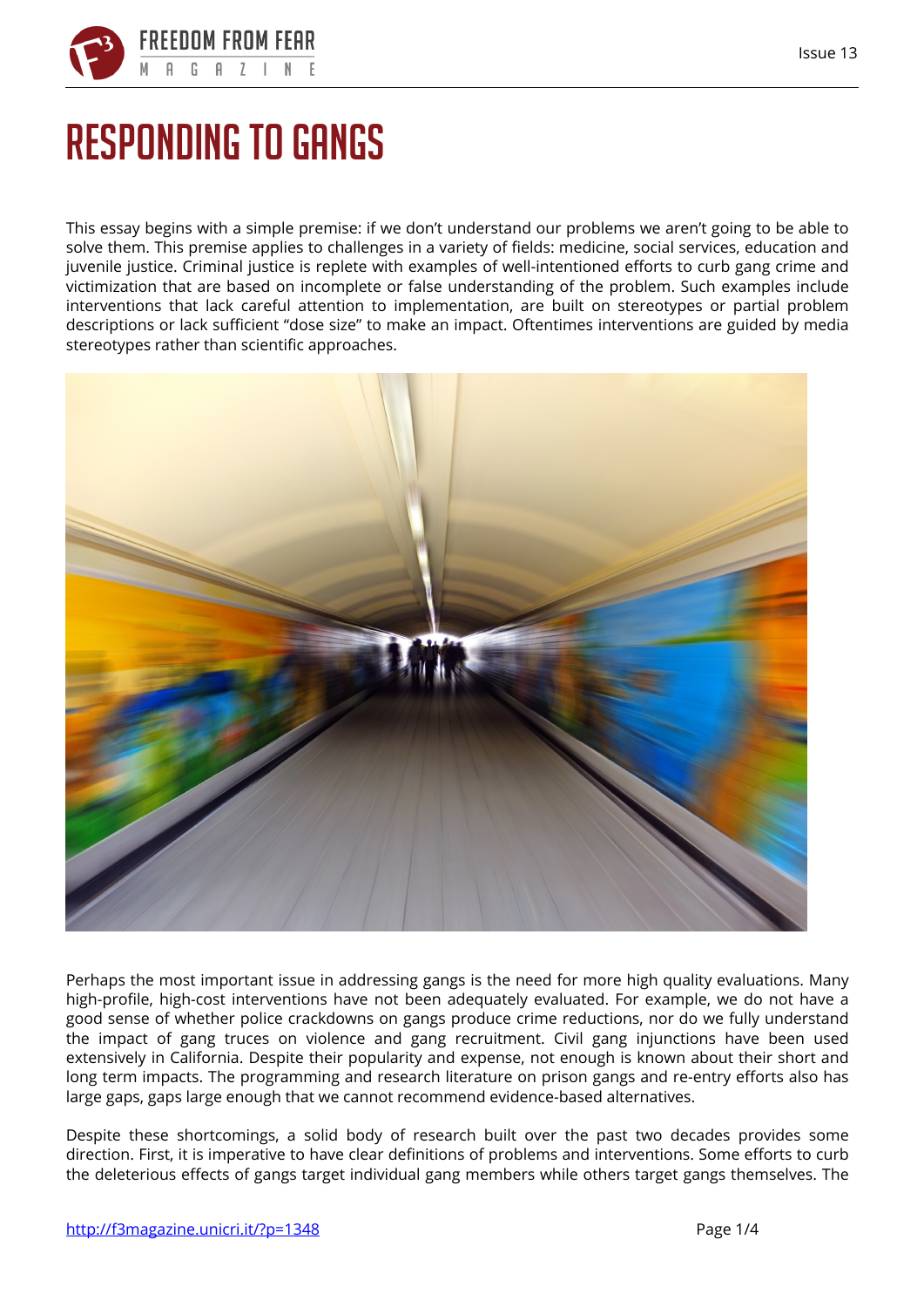# RESPONDING TO GANGS

This essay begins with a simple premise: if we don't understand our problems we aren't going to be able to solve them. This premise applies to challenges in a variety of fields: medicine, social services, education and juvenile justice. Criminal justice is replete with examples of well-intentioned efforts to curb gang crime and victimization that are based on incomplete or false understanding of the problem. Such examples include interventions that lack careful attention to implementation, are built on stereotypes or partial problem descriptions or lack sufficient "dose size" to make an impact. Oftentimes interventions are guided by media stereotypes rather than scientific approaches.

Perhaps the most important issue in addressing gangs is the need for more high quality evaluations. Many high-profile, high-cost interventions have not been adequately evaluated. For example, we do not have a good sense of whether police crackdowns on gangs produce crime reductions, nor do we fully understand the impact of gang truces on violence and gang recruitment. Civil gang injunctions have been used extensively in California. Despite their popularity and expense, not enough is known about their short and long term impacts. The programming and research literature on prison gangs and re-entry efforts also has large gaps, gaps large enough that we cannot recommend evidence-based alternatives.

Despite these shortcomings, a solid body of research built over the past two decades provides some direction. First, it is imperative to have clear definitions of problems and interventions. Some efforts to curb the deleterious effects of gangs target individual gang members while others target gangs themselves. The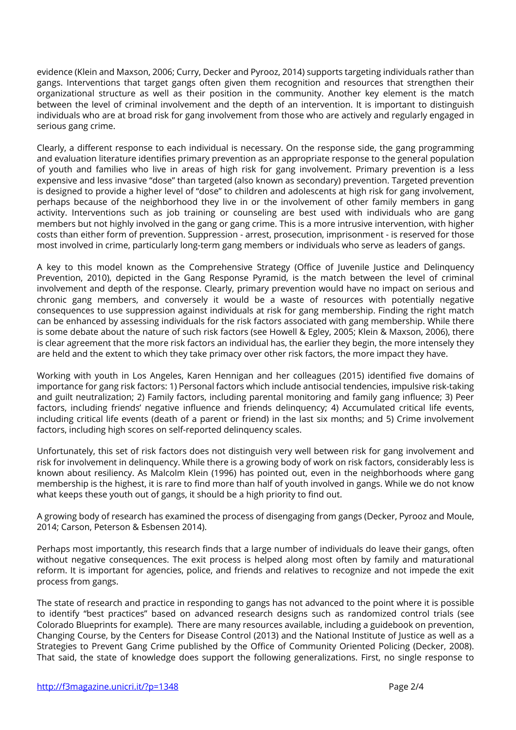evidence (Klein and Maxson, 2006; Curry, Decker and Pyrooz, 2014) supports targeting individuals rather than gangs. Interventions that target gangs often given them recognition and resources that strengthen their organizational structure as well as their position in the community. Another key element is the match between the level of criminal involvement and the depth of an intervention. It is important to distinguish individuals who are at broad risk for gang involvement from those who are actively and regularly engaged in serious gang crime.

Clearly, a different response to each individual is necessary. On the response side, the gang programming and evaluation literature identifies primary prevention as an appropriate response to the general population of youth and families who live in areas of high risk for gang involvement. Primary prevention is a less expensive and less invasive "dose" than targeted (also known as secondary) prevention. Targeted prevention is designed to provide a higher level of "dose" to children and adolescents at high risk for gang involvement, perhaps because of the neighborhood they live in or the involvement of other family members in gang activity. Interventions such as job training or counseling are best used with individuals who are gang members but not highly involved in the gang or gang crime. This is a more intrusive intervention, with higher costs than either form of prevention. Suppression - arrest, prosecution, imprisonment - is reserved for those most involved in crime, particularly long-term gang members or individuals who serve as leaders of gangs.

A key to this model known as the Comprehensive Strategy (Office of Juvenile Justice and Delinquency Prevention, 2010), depicted in the Gang Response Pyramid, is the match between the level of criminal involvement and depth of the response. Clearly, primary prevention would have no impact on serious and chronic gang members, and conversely it would be a waste of resources with potentially negative consequences to use suppression against individuals at risk for gang membership. Finding the right match can be enhanced by assessing individuals for the risk factors associated with gang membership. While there is some debate about the nature of such risk factors (see Howell & Egley, 2005; Klein & Maxson, 2006), there is clear agreement that the more risk factors an individual has, the earlier they begin, the more intensely they are held and the extent to which they take primacy over other risk factors, the more impact they have.

Working with youth in Los Angeles, Karen Hennigan and her colleagues (2015) identified five domains of importance for gang risk factors: 1) Personal factors which include antisocial tendencies, impulsive risk-taking and guilt neutralization; 2) Family factors, including parental monitoring and family gang influence; 3) Peer factors, including friends' negative influence and friends delinquency; 4) Accumulated critical life events, including critical life events (death of a parent or friend) in the last six months; and 5) Crime involvement factors, including high scores on self-reported delinquency scales.

Unfortunately, this set of risk factors does not distinguish very well between risk for gang involvement and risk for involvement in delinquency. While there is a growing body of work on risk factors, considerably less is known about resiliency. As Malcolm Klein (1996) has pointed out, even in the neighborhoods where gang membership is the highest, it is rare to find more than half of youth involved in gangs. While we do not know what keeps these youth out of gangs, it should be a high priority to find out.

A growing body of research has examined the process of disengaging from gangs (Decker, Pyrooz and Moule, 2014; Carson, Peterson & Esbensen 2014).

Perhaps most importantly, this research finds that a large number of individuals do leave their gangs, often without negative consequences. The exit process is helped along most often by family and maturational reform. It is important for agencies, police, and friends and relatives to recognize and not impede the exit process from gangs.

The state of research and practice in responding to gangs has not advanced to the point where it is possible to identify "best practices" based on advanced research designs such as randomized control trials (see Colorado Blueprints for example). There are many resources available, including a guidebook on prevention, Changing Course, by the Centers for Disease Control (2013) and the National Institute of Justice as well as a Strategies to Prevent Gang Crime published by the Office of Community Oriented Policing (Decker, 2008). That said, the state of knowledge does support the following generalizations. First, no single response to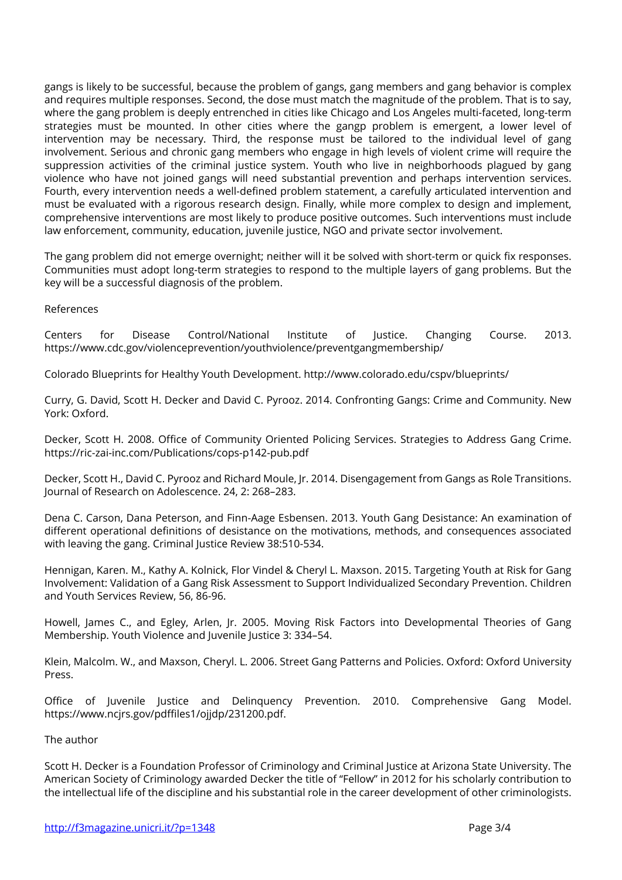gangs is likely to be successful, because the problem of gangs, gang members and gang behavior is complex and requires multiple responses. Second, the dose must match the magnitude of the problem. That is to say, where the gang problem is deeply entrenched in cities like Chicago and Los Angeles multi-faceted, long-term strategies must be mounted. In other cities where the gangp problem is emergent, a lower level of intervention may be necessary. Third, the response must be tailored to the individual level of gang involvement. Serious and chronic gang members who engage in high levels of violent crime will require the suppression activities of the criminal justice system. Youth who live in neighborhoods plagued by gang violence who have not joined gangs will need substantial prevention and perhaps intervention services. Fourth, every intervention needs a well-defined problem statement, a carefully articulated intervention and must be evaluated with a rigorous research design. Finally, while more complex to design and implement, comprehensive interventions are most likely to produce positive outcomes. Such interventions must include law enforcement, community, education, juvenile justice, NGO and private sector involvement.

The gang problem did not emerge overnight; neither will it be solved with short-term or quick fix responses. Communities must adopt long-term strategies to respond to the multiple layers of gang problems. But the key will be a successful diagnosis of the problem.

References

Centers for Disease Control/National Institute of Justice. Changing Course. 2013. https://www.cdc.gov/violenceprevention/youthviolence/preventgangmembership/

Colorado Blueprints for Healthy Youth Development. http://www.colorado.edu/cspv/blueprints/

Curry, G. David, Scott H. Decker and David C. Pyrooz. 2014. Confronting Gangs: Crime and Community. New York: Oxford.

Decker, Scott H. 2008. Office of Community Oriented Policing Services. Strategies to Address Gang Crime. https://ric-zai-inc.com/Publications/cops-p142-pub.pdf

Decker, Scott H., David C. Pyrooz and Richard Moule, Jr. 2014. Disengagement from Gangs as Role Transitions. Journal of Research on Adolescence. 24, 2: 268–283.

Dena C. Carson, Dana Peterson, and Finn-Aage Esbensen. 2013. Youth Gang Desistance: An examination of different operational definitions of desistance on the motivations, methods, and consequences associated with leaving the gang. Criminal Justice Review 38:510-534.

Hennigan, Karen. M., Kathy A. Kolnick, Flor Vindel & Cheryl L. Maxson. 2015. Targeting Youth at Risk for Gang Involvement: Validation of a Gang Risk Assessment to Support Individualized Secondary Prevention. Children and Youth Services Review, 56, 86-96.

Howell, James C., and Egley, Arlen, Jr. 2005. Moving Risk Factors into Developmental Theories of Gang Membership. Youth Violence and Juvenile Justice 3: 334–54.

Klein, Malcolm. W., and Maxson, Cheryl. L. 2006. Street Gang Patterns and Policies. Oxford: Oxford University Press.

Office of Juvenile Justice and Delinquency Prevention. 2010. Comprehensive Gang Model. https://www.ncjrs.gov/pdffiles1/ojjdp/231200.pdf.

The author

Scott H. Decker is a Foundation Professor of Criminology and Criminal Justice at Arizona State University. The American Society of Criminology awarded Decker the title of "Fellow" in 2012 for his scholarly contribution to the intellectual life of the discipline and his substantial role in the career development of other criminologists.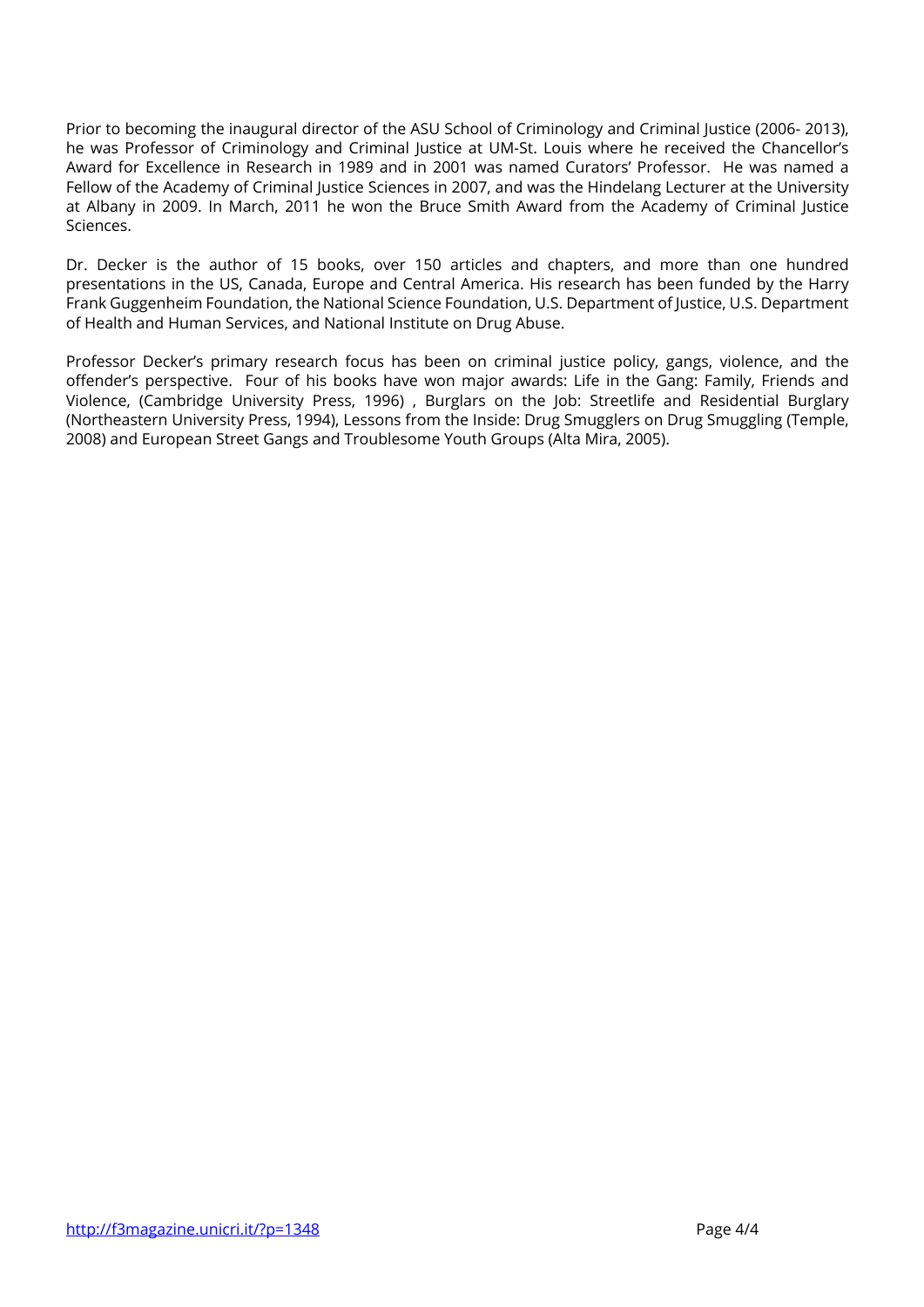Prior to becoming the inaugural director of the ASU School of Criminology and Criminal Justice (2006- 2013), he was Professor of Criminology and Criminal Justice at UM-St. Louis where he received the Chancellor's Award for Excellence in Research in 1989 and in 2001 was named Curators' Professor. He was named a Fellow of the Academy of Criminal Justice Sciences in 2007, and was the Hindelang Lecturer at the University at Albany in 2009. In March, 2011 he won the Bruce Smith Award from the Academy of Criminal Justice Sciences.

Dr. Decker is the author of 15 books, over 150 articles and chapters, and more than one hundred presentations in the US, Canada, Europe and Central America. His research has been funded by the Harry Frank Guggenheim Foundation, the National Science Foundation, U.S. Department of Justice, U.S. Department of Health and Human Services, and National Institute on Drug Abuse.

Professor Decker's primary research focus has been on criminal justice policy, gangs, violence, and the offender's perspective. Four of his books have won major awards: Life in the Gang: Family, Friends and Violence, (Cambridge University Press, 1996) , Burglars on the Job: Streetlife and Residential Burglary (Northeastern University Press, 1994), Lessons from the Inside: Drug Smugglers on Drug Smuggling (Temple, 2008) and European Street Gangs and Troublesome Youth Groups (Alta Mira, 2005).